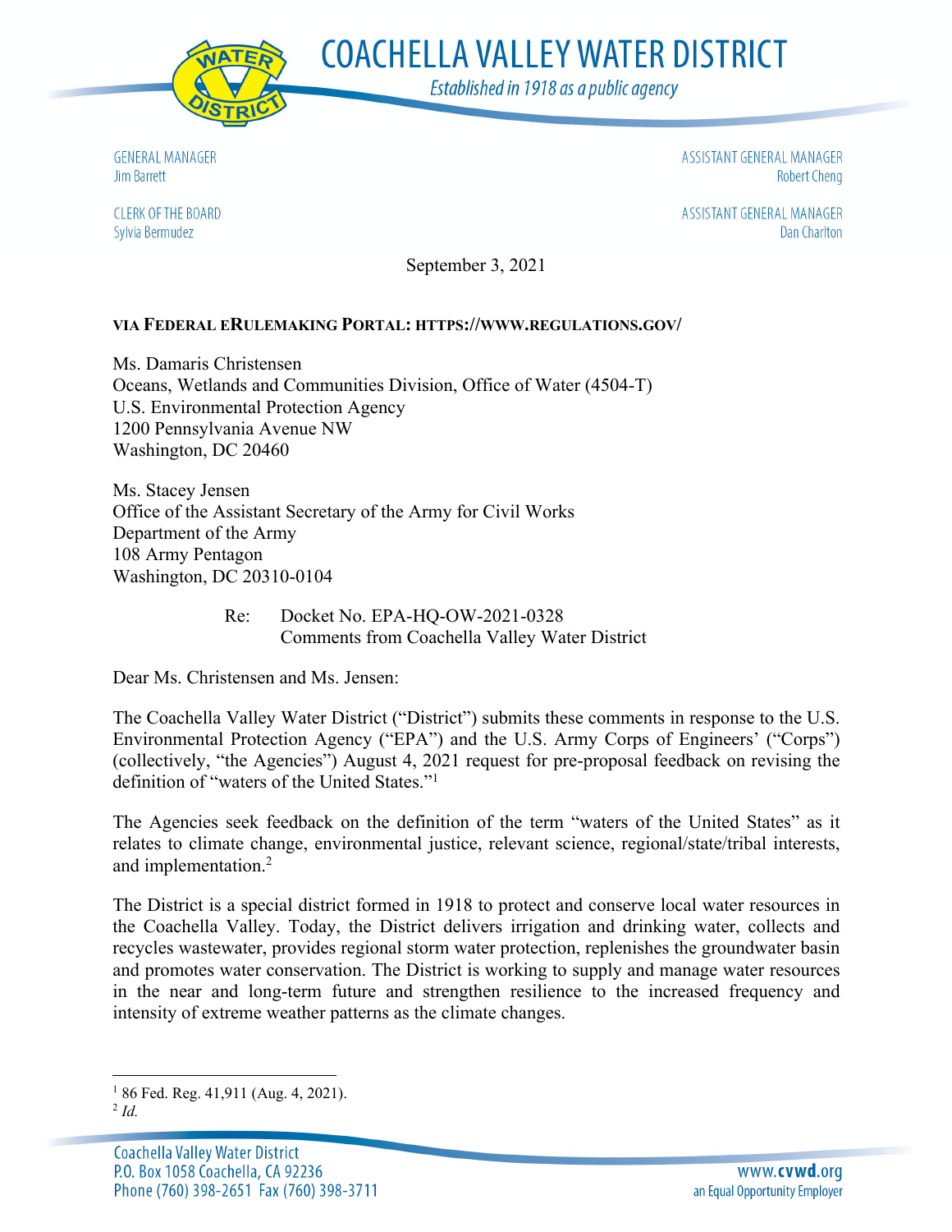# COACHELLA VALLEY WATER DISTRICT

*Established in 1918 as a public agency*

GENERAL MANAGER
Jim Barrett

ASSISTANT GENERAL MANAGER
Robert Cheng

CLERK OF THE BOARD
Sylvia Bermudez

ASSISTANT GENERAL MANAGER
Dan Charlton

September 3, 2021

**VIA FEDERAL ERULEMAKING PORTAL: HTTPS://WWW.REGULATIONS.GOV/**

Ms. Damaris Christensen
Oceans, Wetlands and Communities Division, Office of Water (4504-T)
U.S. Environmental Protection Agency
1200 Pennsylvania Avenue NW
Washington, DC 20460

Ms. Stacey Jensen
Office of the Assistant Secretary of the Army for Civil Works
Department of the Army
108 Army Pentagon
Washington, DC 20310-0104

Re: Docket No. EPA-HQ-OW-2021-0328
Comments from Coachella Valley Water District

Dear Ms. Christensen and Ms. Jensen:

The Coachella Valley Water District ("District") submits these comments in response to the U.S. Environmental Protection Agency ("EPA") and the U.S. Army Corps of Engineers' ("Corps") (collectively, "the Agencies") August 4, 2021 request for pre-proposal feedback on revising the definition of "waters of the United States."[1]

The Agencies seek feedback on the definition of the term "waters of the United States" as it relates to climate change, environmental justice, relevant science, regional/state/tribal interests, and implementation.[2]

The District is a special district formed in 1918 to protect and conserve local water resources in the Coachella Valley. Today, the District delivers irrigation and drinking water, collects and recycles wastewater, provides regional storm water protection, replenishes the groundwater basin and promotes water conservation. The District is working to supply and manage water resources in the near and long-term future and strengthen resilience to the increased frequency and intensity of extreme weather patterns as the climate changes.

---

[1] 86 Fed. Reg. 41,911 (Aug. 4, 2021).
[2] *Id.*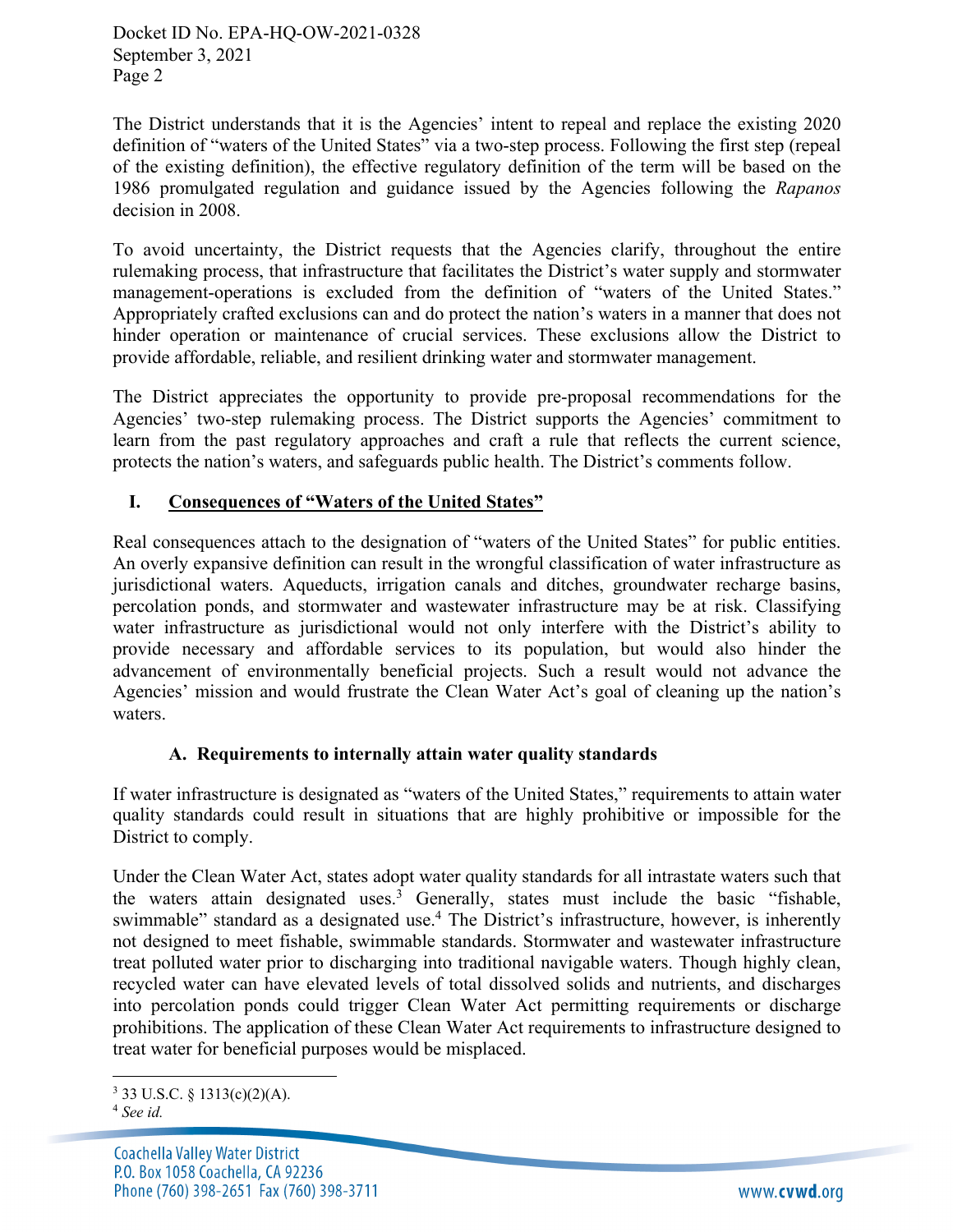The District understands that it is the Agencies' intent to repeal and replace the existing 2020 definition of "waters of the United States" via a two-step process. Following the first step (repeal of the existing definition), the effective regulatory definition of the term will be based on the 1986 promulgated regulation and guidance issued by the Agencies following the *Rapanos* decision in 2008.

To avoid uncertainty, the District requests that the Agencies clarify, throughout the entire rulemaking process, that infrastructure that facilitates the District's water supply and stormwater management-operations is excluded from the definition of "waters of the United States." Appropriately crafted exclusions can and do protect the nation's waters in a manner that does not hinder operation or maintenance of crucial services. These exclusions allow the District to provide affordable, reliable, and resilient drinking water and stormwater management.

The District appreciates the opportunity to provide pre-proposal recommendations for the Agencies' two-step rulemaking process. The District supports the Agencies' commitment to learn from the past regulatory approaches and craft a rule that reflects the current science, protects the nation's waters, and safeguards public health. The District's comments follow.

## I. Consequences of "Waters of the United States"

Real consequences attach to the designation of "waters of the United States" for public entities. An overly expansive definition can result in the wrongful classification of water infrastructure as jurisdictional waters. Aqueducts, irrigation canals and ditches, groundwater recharge basins, percolation ponds, and stormwater and wastewater infrastructure may be at risk. Classifying water infrastructure as jurisdictional would not only interfere with the District's ability to provide necessary and affordable services to its population, but would also hinder the advancement of environmentally beneficial projects. Such a result would not advance the Agencies' mission and would frustrate the Clean Water Act's goal of cleaning up the nation's waters.

### A. Requirements to internally attain water quality standards

If water infrastructure is designated as "waters of the United States," requirements to attain water quality standards could result in situations that are highly prohibitive or impossible for the District to comply.

Under the Clean Water Act, states adopt water quality standards for all intrastate waters such that the waters attain designated uses.[3] Generally, states must include the basic "fishable, swimmable" standard as a designated use.[4] The District's infrastructure, however, is inherently not designed to meet fishable, swimmable standards. Stormwater and wastewater infrastructure treat polluted water prior to discharging into traditional navigable waters. Though highly clean, recycled water can have elevated levels of total dissolved solids and nutrients, and discharges into percolation ponds could trigger Clean Water Act permitting requirements or discharge prohibitions. The application of these Clean Water Act requirements to infrastructure designed to treat water for beneficial purposes would be misplaced.

---

[3] 33 U.S.C. § 1313(c)(2)(A).

[4] *See id.*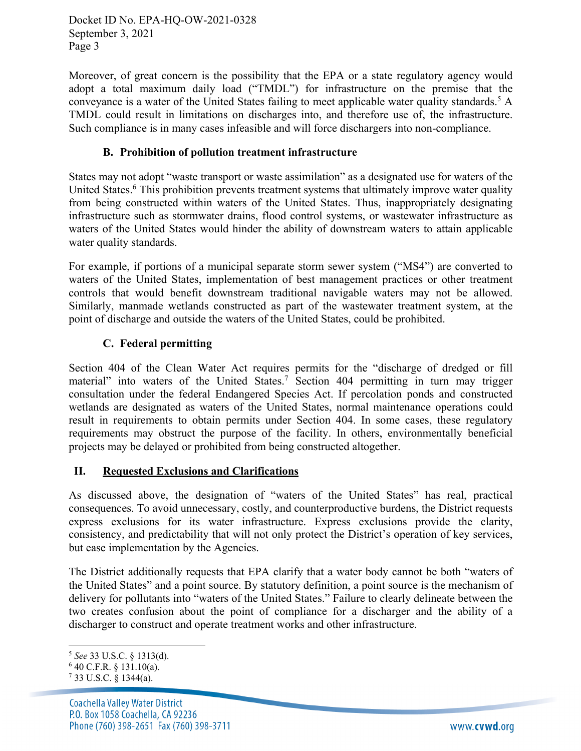Moreover, of great concern is the possibility that the EPA or a state regulatory agency would adopt a total maximum daily load ("TMDL") for infrastructure on the premise that the conveyance is a water of the United States failing to meet applicable water quality standards.[5] A TMDL could result in limitations on discharges into, and therefore use of, the infrastructure. Such compliance is in many cases infeasible and will force dischargers into non-compliance.

### B. Prohibition of pollution treatment infrastructure

States may not adopt "waste transport or waste assimilation" as a designated use for waters of the United States.[6] This prohibition prevents treatment systems that ultimately improve water quality from being constructed within waters of the United States. Thus, inappropriately designating infrastructure such as stormwater drains, flood control systems, or wastewater infrastructure as waters of the United States would hinder the ability of downstream waters to attain applicable water quality standards.

For example, if portions of a municipal separate storm sewer system ("MS4") are converted to waters of the United States, implementation of best management practices or other treatment controls that would benefit downstream traditional navigable waters may not be allowed. Similarly, manmade wetlands constructed as part of the wastewater treatment system, at the point of discharge and outside the waters of the United States, could be prohibited.

### C. Federal permitting

Section 404 of the Clean Water Act requires permits for the "discharge of dredged or fill material" into waters of the United States.[7] Section 404 permitting in turn may trigger consultation under the federal Endangered Species Act. If percolation ponds and constructed wetlands are designated as waters of the United States, normal maintenance operations could result in requirements to obtain permits under Section 404. In some cases, these regulatory requirements may obstruct the purpose of the facility. In others, environmentally beneficial projects may be delayed or prohibited from being constructed altogether.

## II. Requested Exclusions and Clarifications

As discussed above, the designation of "waters of the United States" has real, practical consequences. To avoid unnecessary, costly, and counterproductive burdens, the District requests express exclusions for its water infrastructure. Express exclusions provide the clarity, consistency, and predictability that will not only protect the District's operation of key services, but ease implementation by the Agencies.

The District additionally requests that EPA clarify that a water body cannot be both "waters of the United States" and a point source. By statutory definition, a point source is the mechanism of delivery for pollutants into "waters of the United States." Failure to clearly delineate between the two creates confusion about the point of compliance for a discharger and the ability of a discharger to construct and operate treatment works and other infrastructure.

---

[5] *See* 33 U.S.C. § 1313(d).

[6] 40 C.F.R. § 131.10(a).

[7] 33 U.S.C. § 1344(a).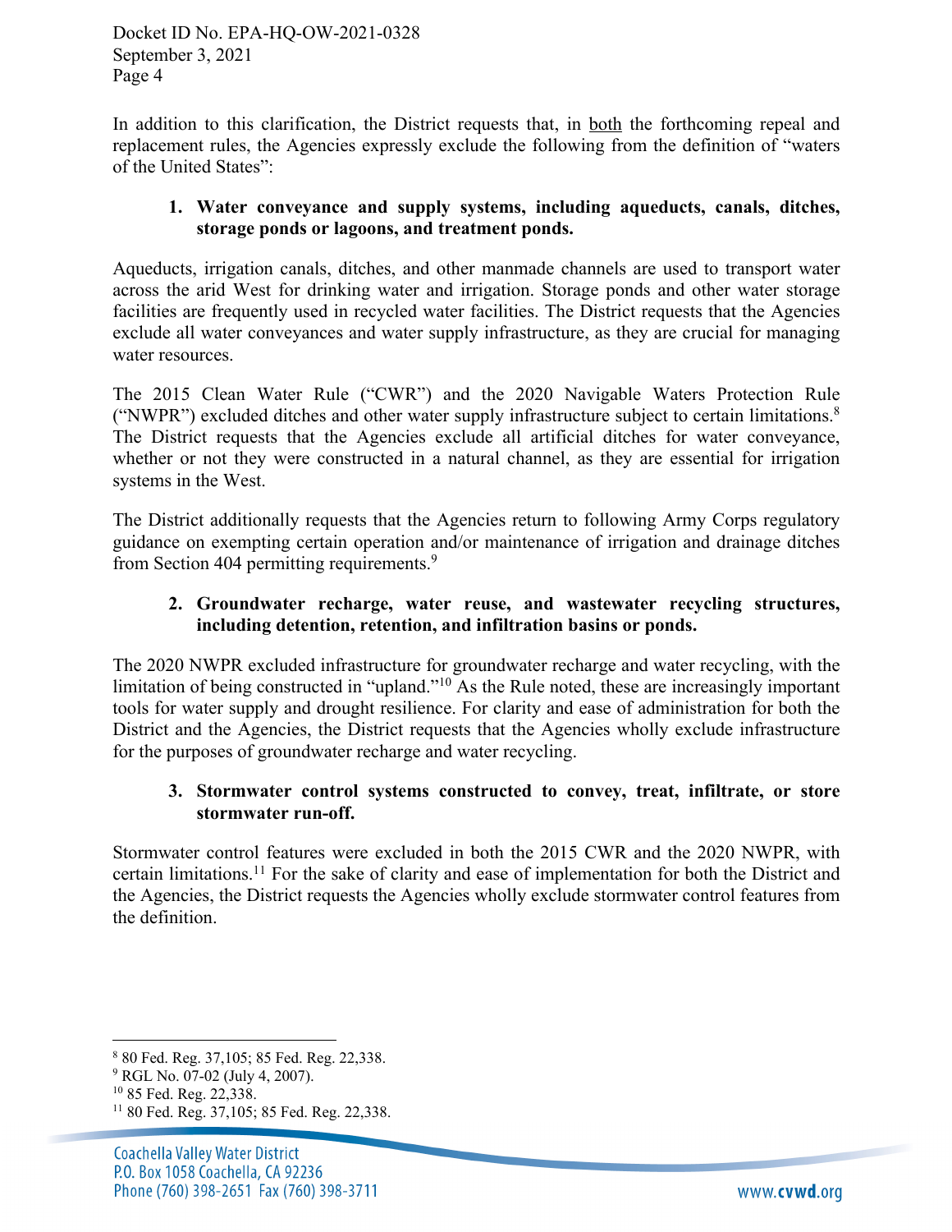In addition to this clarification, the District requests that, in both the forthcoming repeal and replacement rules, the Agencies expressly exclude the following from the definition of "waters of the United States":

1. **Water conveyance and supply systems, including aqueducts, canals, ditches, storage ponds or lagoons, and treatment ponds.**

Aqueducts, irrigation canals, ditches, and other manmade channels are used to transport water across the arid West for drinking water and irrigation. Storage ponds and other water storage facilities are frequently used in recycled water facilities. The District requests that the Agencies exclude all water conveyances and water supply infrastructure, as they are crucial for managing water resources.

The 2015 Clean Water Rule ("CWR") and the 2020 Navigable Waters Protection Rule ("NWPR") excluded ditches and other water supply infrastructure subject to certain limitations.[8] The District requests that the Agencies exclude all artificial ditches for water conveyance, whether or not they were constructed in a natural channel, as they are essential for irrigation systems in the West.

The District additionally requests that the Agencies return to following Army Corps regulatory guidance on exempting certain operation and/or maintenance of irrigation and drainage ditches from Section 404 permitting requirements.[9]

2. **Groundwater recharge, water reuse, and wastewater recycling structures, including detention, retention, and infiltration basins or ponds.**

The 2020 NWPR excluded infrastructure for groundwater recharge and water recycling, with the limitation of being constructed in "upland."[10] As the Rule noted, these are increasingly important tools for water supply and drought resilience. For clarity and ease of administration for both the District and the Agencies, the District requests that the Agencies wholly exclude infrastructure for the purposes of groundwater recharge and water recycling.

3. **Stormwater control systems constructed to convey, treat, infiltrate, or store stormwater run-off.**

Stormwater control features were excluded in both the 2015 CWR and the 2020 NWPR, with certain limitations.[11] For the sake of clarity and ease of implementation for both the District and the Agencies, the District requests the Agencies wholly exclude stormwater control features from the definition.

---

[8] 80 Fed. Reg. 37,105; 85 Fed. Reg. 22,338.

[9] RGL No. 07-02 (July 4, 2007).

[10] 85 Fed. Reg. 22,338.

[11] 80 Fed. Reg. 37,105; 85 Fed. Reg. 22,338.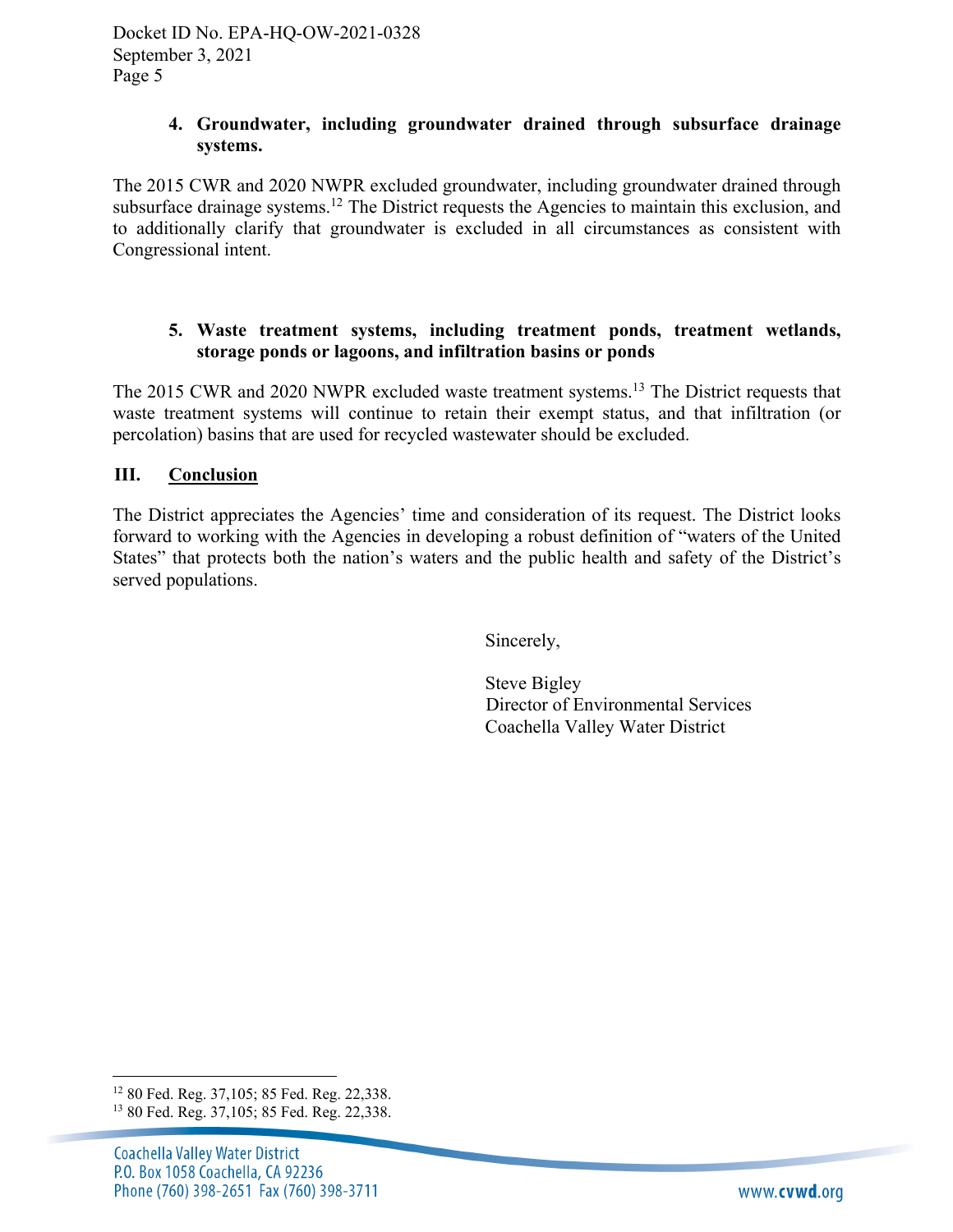**4. Groundwater, including groundwater drained through subsurface drainage systems.**

The 2015 CWR and 2020 NWPR excluded groundwater, including groundwater drained through subsurface drainage systems.[12] The District requests the Agencies to maintain this exclusion, and to additionally clarify that groundwater is excluded in all circumstances as consistent with Congressional intent.

**5. Waste treatment systems, including treatment ponds, treatment wetlands, storage ponds or lagoons, and infiltration basins or ponds**

The 2015 CWR and 2020 NWPR excluded waste treatment systems.[13] The District requests that waste treatment systems will continue to retain their exempt status, and that infiltration (or percolation) basins that are used for recycled wastewater should be excluded.

## III. <u>Conclusion</u>

The District appreciates the Agencies' time and consideration of its request. The District looks forward to working with the Agencies in developing a robust definition of "waters of the United States" that protects both the nation's waters and the public health and safety of the District's served populations.

Sincerely,

Steve Bigley
Director of Environmental Services
Coachella Valley Water District

---

[12] 80 Fed. Reg. 37,105; 85 Fed. Reg. 22,338.

[13] 80 Fed. Reg. 37,105; 85 Fed. Reg. 22,338.